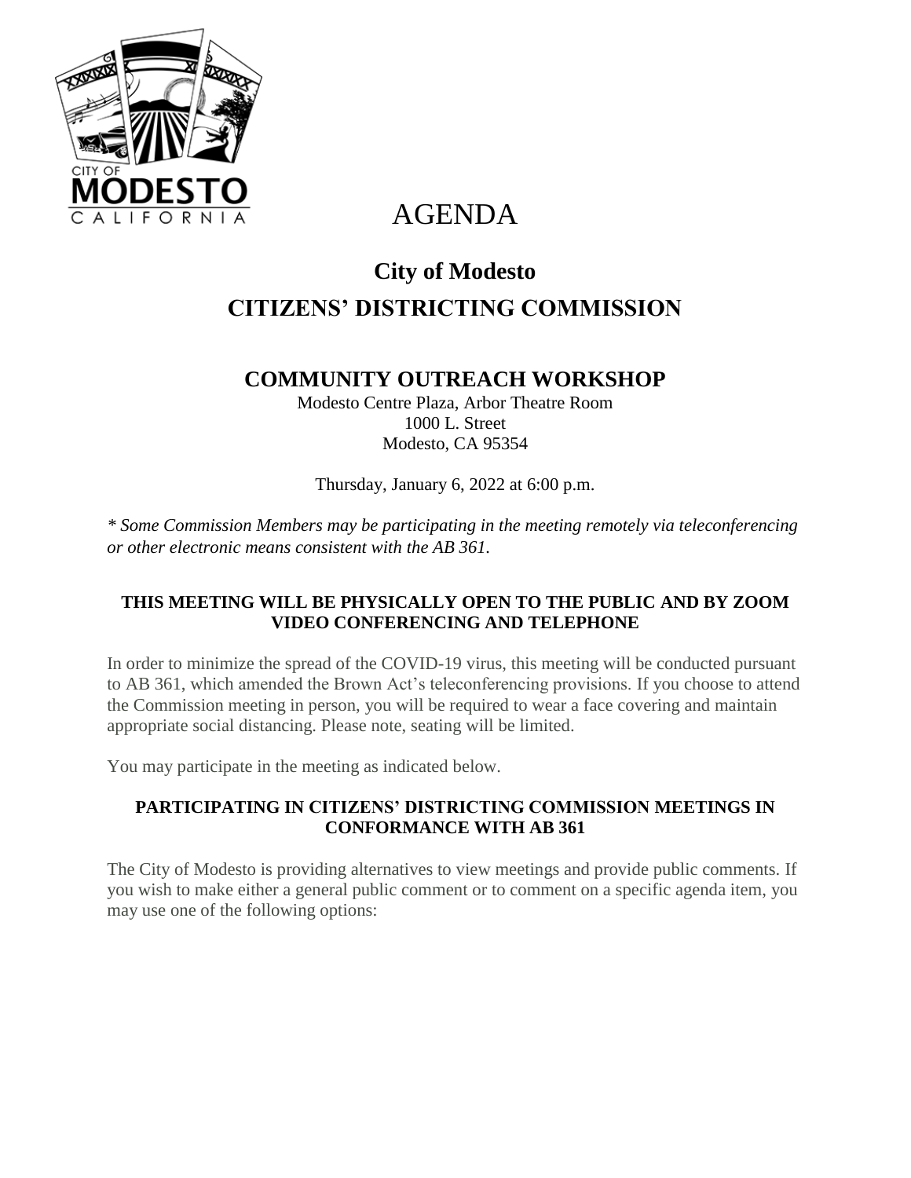# AGENDA

## City of Modesto
## CITIZENS' DISTRICTING COMMISSION

### COMMUNITY OUTREACH WORKSHOP

Modesto Centre Plaza, Arbor Theatre Room
1000 L. Street
Modesto, CA 95354

Thursday, January 6, 2022 at 6:00 p.m.

*\* Some Commission Members may be participating in the meeting remotely via teleconferencing or other electronic means consistent with the AB 361.*

**THIS MEETING WILL BE PHYSICALLY OPEN TO THE PUBLIC AND BY ZOOM VIDEO CONFERENCING AND TELEPHONE**

In order to minimize the spread of the COVID-19 virus, this meeting will be conducted pursuant to AB 361, which amended the Brown Act's teleconferencing provisions. If you choose to attend the Commission meeting in person, you will be required to wear a face covering and maintain appropriate social distancing. Please note, seating will be limited.

You may participate in the meeting as indicated below.

**PARTICIPATING IN CITIZENS' DISTRICTING COMMISSION MEETINGS IN CONFORMANCE WITH AB 361**

The City of Modesto is providing alternatives to view meetings and provide public comments. If you wish to make either a general public comment or to comment on a specific agenda item, you may use one of the following options: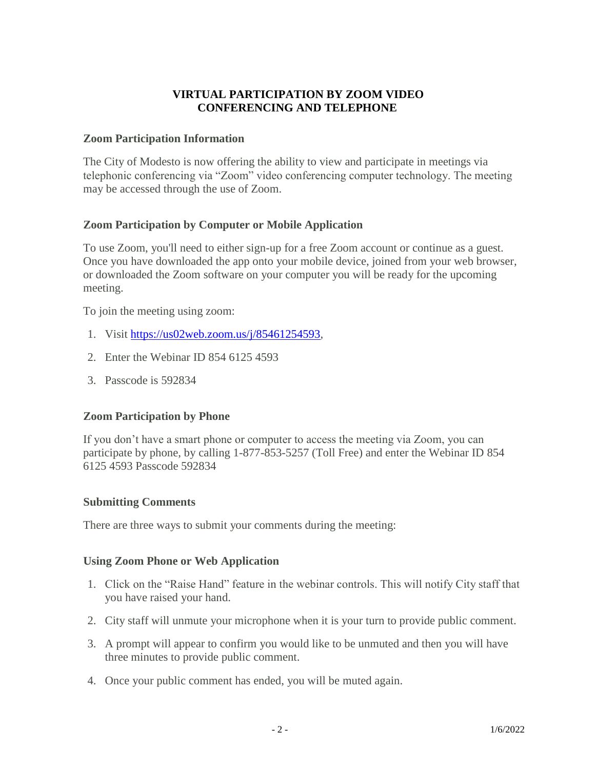# VIRTUAL PARTICIPATION BY ZOOM VIDEO CONFERENCING AND TELEPHONE

### Zoom Participation Information

The City of Modesto is now offering the ability to view and participate in meetings via telephonic conferencing via "Zoom" video conferencing computer technology. The meeting may be accessed through the use of Zoom.

### Zoom Participation by Computer or Mobile Application

To use Zoom, you'll need to either sign-up for a free Zoom account or continue as a guest. Once you have downloaded the app onto your mobile device, joined from your web browser, or downloaded the Zoom software on your computer you will be ready for the upcoming meeting.

To join the meeting using zoom:

1. Visit https://us02web.zoom.us/j/85461254593,
2. Enter the Webinar ID 854 6125 4593
3. Passcode is 592834

### Zoom Participation by Phone

If you don't have a smart phone or computer to access the meeting via Zoom, you can participate by phone, by calling 1-877-853-5257 (Toll Free) and enter the Webinar ID 854 6125 4593 Passcode 592834

### Submitting Comments

There are three ways to submit your comments during the meeting:

### Using Zoom Phone or Web Application

1. Click on the "Raise Hand" feature in the webinar controls. This will notify City staff that you have raised your hand.
2. City staff will unmute your microphone when it is your turn to provide public comment.
3. A prompt will appear to confirm you would like to be unmuted and then you will have three minutes to provide public comment.
4. Once your public comment has ended, you will be muted again.

1/6/2022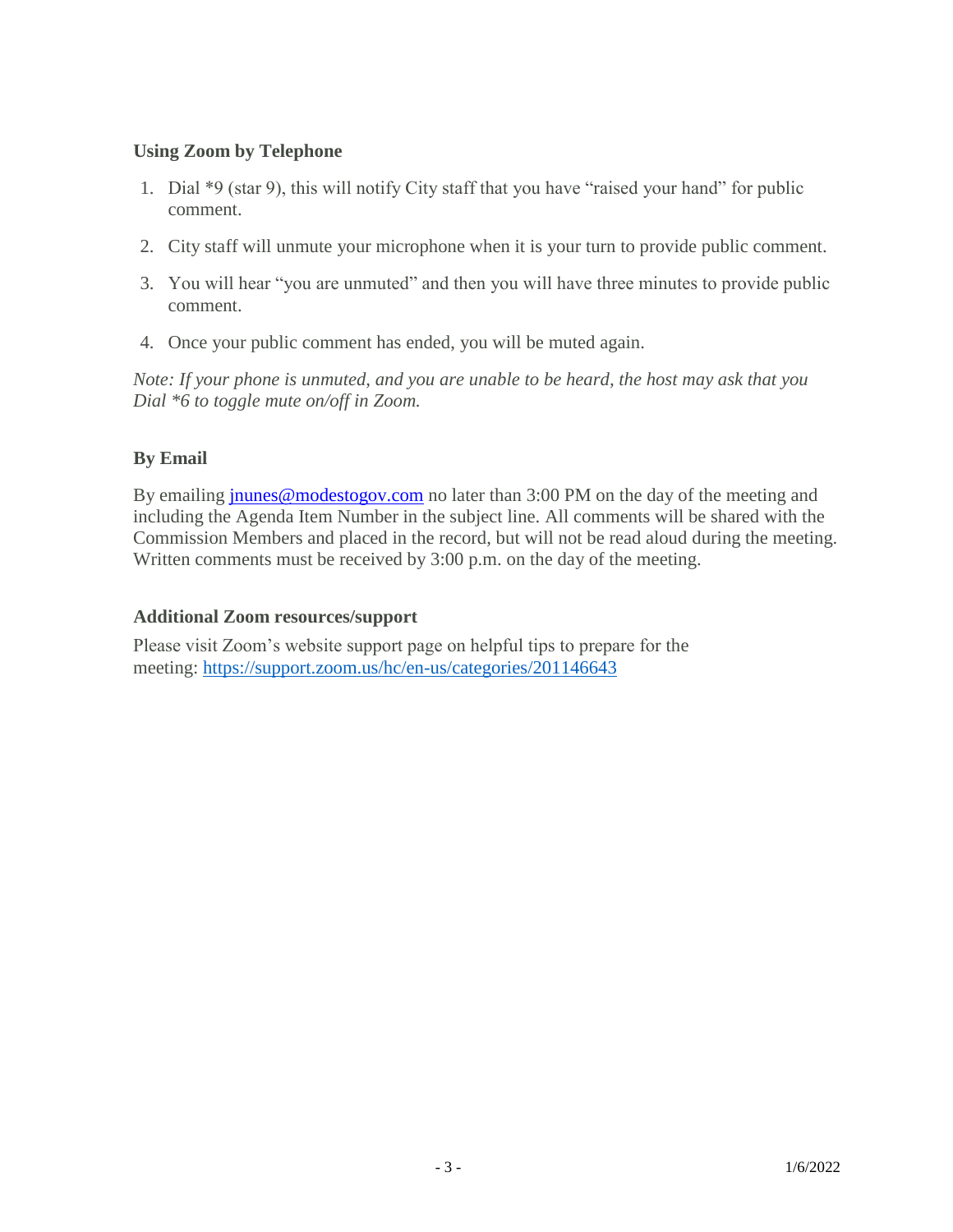### Using Zoom by Telephone

1. Dial *9 (star 9), this will notify City staff that you have "raised your hand" for public comment.
2. City staff will unmute your microphone when it is your turn to provide public comment.
3. You will hear "you are unmuted" and then you will have three minutes to provide public comment.
4. Once your public comment has ended, you will be muted again.

*Note: If your phone is unmuted, and you are unable to be heard, the host may ask that you Dial *6 to toggle mute on/off in Zoom.*

### By Email

By emailing [jnunes@modestogov.com](mailto:jnunes@modestogov.com) no later than 3:00 PM on the day of the meeting and including the Agenda Item Number in the subject line. All comments will be shared with the Commission Members and placed in the record, but will not be read aloud during the meeting. Written comments must be received by 3:00 p.m. on the day of the meeting.

### Additional Zoom resources/support

Please visit Zoom's website support page on helpful tips to prepare for the meeting: [https://support.zoom.us/hc/en-us/categories/201146643](https://support.zoom.us/hc/en-us/categories/201146643)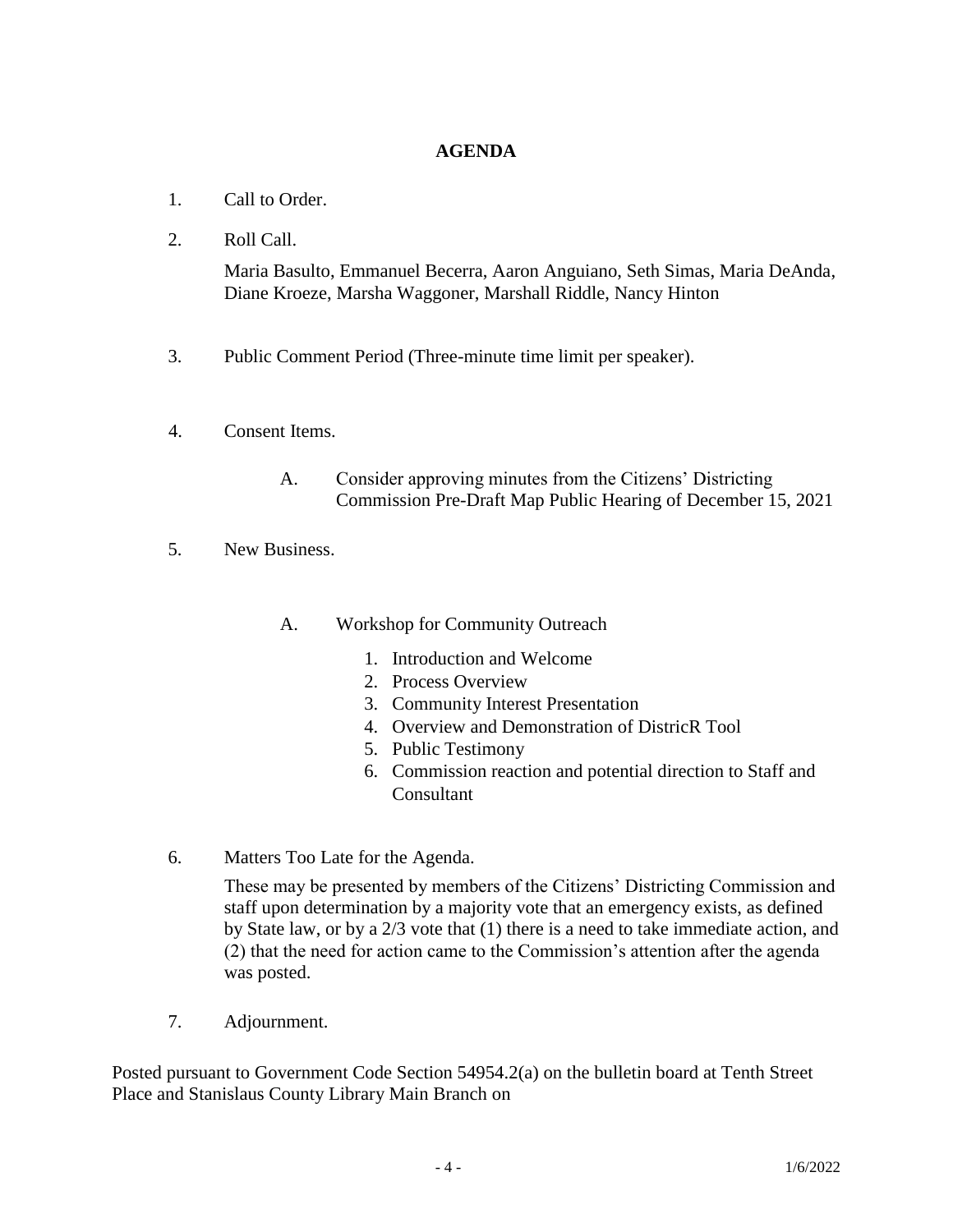# AGENDA

1. Call to Order.

2. Roll Call.

   Maria Basulto, Emmanuel Becerra, Aaron Anguiano, Seth Simas, Maria DeAnda, Diane Kroeze, Marsha Waggoner, Marshall Riddle, Nancy Hinton

3. Public Comment Period (Three-minute time limit per speaker).

4. Consent Items.

   A. Consider approving minutes from the Citizens' Districting Commission Pre-Draft Map Public Hearing of December 15, 2021

5. New Business.

   A. Workshop for Community Outreach

      1. Introduction and Welcome
      2. Process Overview
      3. Community Interest Presentation
      4. Overview and Demonstration of DistricR Tool
      5. Public Testimony
      6. Commission reaction and potential direction to Staff and Consultant

6. Matters Too Late for the Agenda.

   These may be presented by members of the Citizens' Districting Commission and staff upon determination by a majority vote that an emergency exists, as defined by State law, or by a 2/3 vote that (1) there is a need to take immediate action, and (2) that the need for action came to the Commission's attention after the agenda was posted.

7. Adjournment.

Posted pursuant to Government Code Section 54954.2(a) on the bulletin board at Tenth Street Place and Stanislaus County Library Main Branch on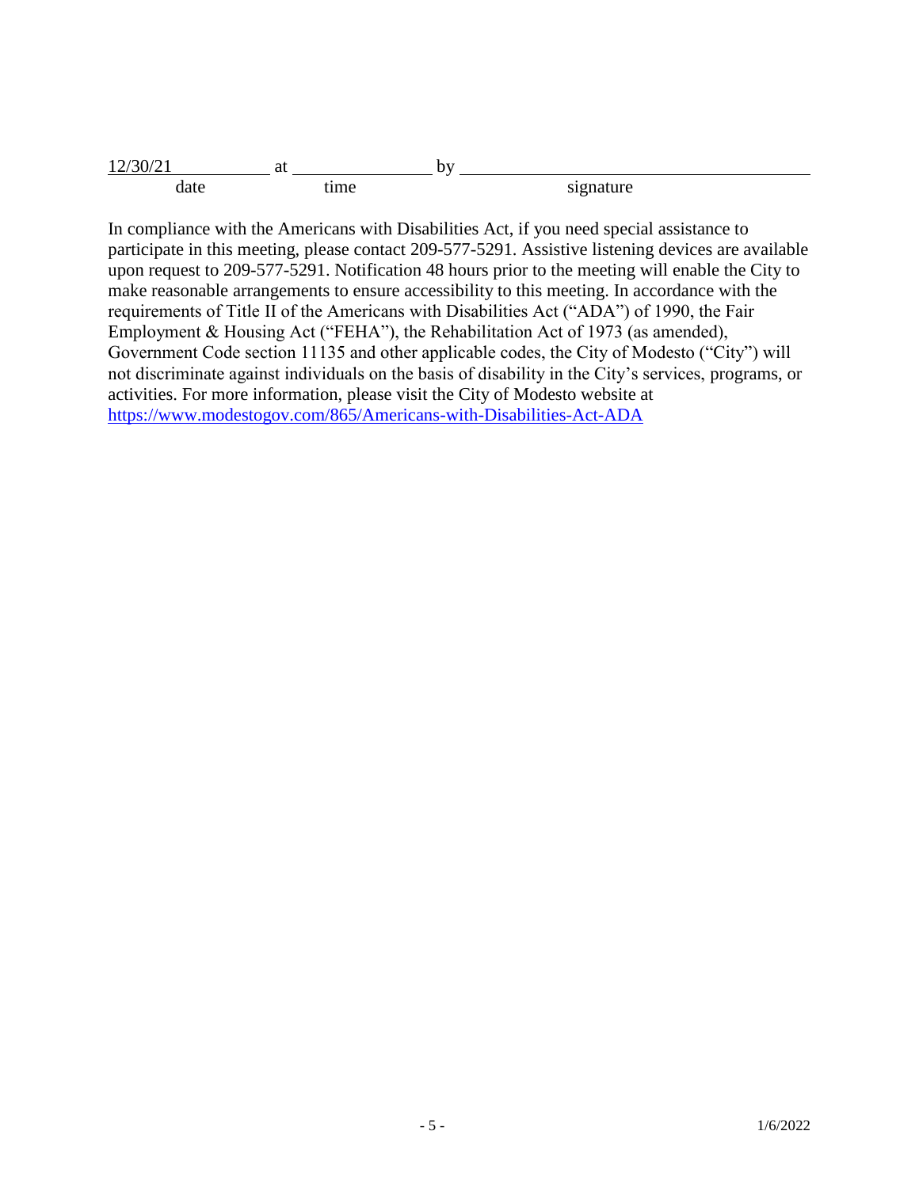12/30/21 at ________________ by ________________________________________

date time signature

In compliance with the Americans with Disabilities Act, if you need special assistance to participate in this meeting, please contact 209-577-5291. Assistive listening devices are available upon request to 209-577-5291. Notification 48 hours prior to the meeting will enable the City to make reasonable arrangements to ensure accessibility to this meeting. In accordance with the requirements of Title II of the Americans with Disabilities Act ("ADA") of 1990, the Fair Employment & Housing Act ("FEHA"), the Rehabilitation Act of 1973 (as amended), Government Code section 11135 and other applicable codes, the City of Modesto ("City") will not discriminate against individuals on the basis of disability in the City's services, programs, or activities. For more information, please visit the City of Modesto website at https://www.modestogov.com/865/Americans-with-Disabilities-Act-ADA